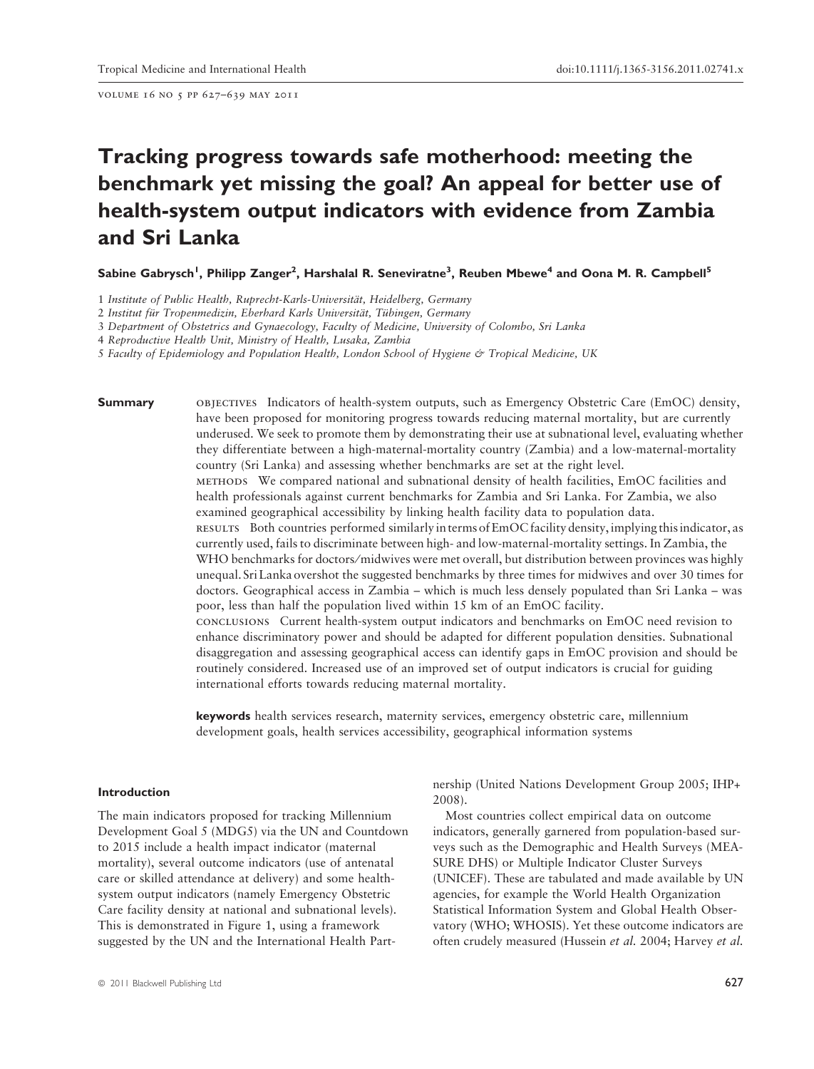# Tracking progress towards safe motherhood: meeting the benchmark yet missing the goal? An appeal for better use of health-system output indicators with evidence from Zambia and Sri Lanka

**Sabine Gabrysch[1], Philipp Zanger[2], Harshalal R. Seneviratne[3], Reuben Mbewe[4] and Oona M. R. Campbell[5]**

1 *Institute of Public Health, Ruprecht-Karls-Universität, Heidelberg, Germany*
2 *Institut für Tropenmedizin, Eberhard Karls Universität, Tübingen, Germany*
3 *Department of Obstetrics and Gynaecology, Faculty of Medicine, University of Colombo, Sri Lanka*
4 *Reproductive Health Unit, Ministry of Health, Lusaka, Zambia*
5 *Faculty of Epidemiology and Population Health, London School of Hygiene & Tropical Medicine, UK*

**Summary**

OBJECTIVES Indicators of health-system outputs, such as Emergency Obstetric Care (EmOC) density, have been proposed for monitoring progress towards reducing maternal mortality, but are currently underused. We seek to promote them by demonstrating their use at subnational level, evaluating whether they differentiate between a high-maternal-mortality country (Zambia) and a low-maternal-mortality country (Sri Lanka) and assessing whether benchmarks are set at the right level.

METHODS We compared national and subnational density of health facilities, EmOC facilities and health professionals against current benchmarks for Zambia and Sri Lanka. For Zambia, we also examined geographical accessibility by linking health facility data to population data.

RESULTS Both countries performed similarly in terms of EmOC facility density, implying this indicator, as currently used, fails to discriminate between high- and low-maternal-mortality settings. In Zambia, the WHO benchmarks for doctors/midwives were met overall, but distribution between provinces was highly unequal. Sri Lanka overshot the suggested benchmarks by three times for midwives and over 30 times for doctors. Geographical access in Zambia – which is much less densely populated than Sri Lanka – was poor, less than half the population lived within 15 km of an EmOC facility.

CONCLUSIONS Current health-system output indicators and benchmarks on EmOC need revision to enhance discriminatory power and should be adapted for different population densities. Subnational disaggregation and assessing geographical access can identify gaps in EmOC provision and should be routinely considered. Increased use of an improved set of output indicators is crucial for guiding international efforts towards reducing maternal mortality.

**keywords** health services research, maternity services, emergency obstetric care, millennium development goals, health services accessibility, geographical information systems

## Introduction

The main indicators proposed for tracking Millennium Development Goal 5 (MDG5) via the UN and Countdown to 2015 include a health impact indicator (maternal mortality), several outcome indicators (use of antenatal care or skilled attendance at delivery) and some health-system output indicators (namely Emergency Obstetric Care facility density at national and subnational levels). This is demonstrated in Figure 1, using a framework suggested by the UN and the International Health Partnership (United Nations Development Group 2005; IHP+ 2008).

Most countries collect empirical data on outcome indicators, generally garnered from population-based surveys such as the Demographic and Health Surveys (MEASURE DHS) or Multiple Indicator Cluster Surveys (UNICEF). These are tabulated and made available by UN agencies, for example the World Health Organization Statistical Information System and Global Health Observatory (WHO; WHOSIS). Yet these outcome indicators are often crudely measured (Hussein *et al.* 2004; Harvey *et al.*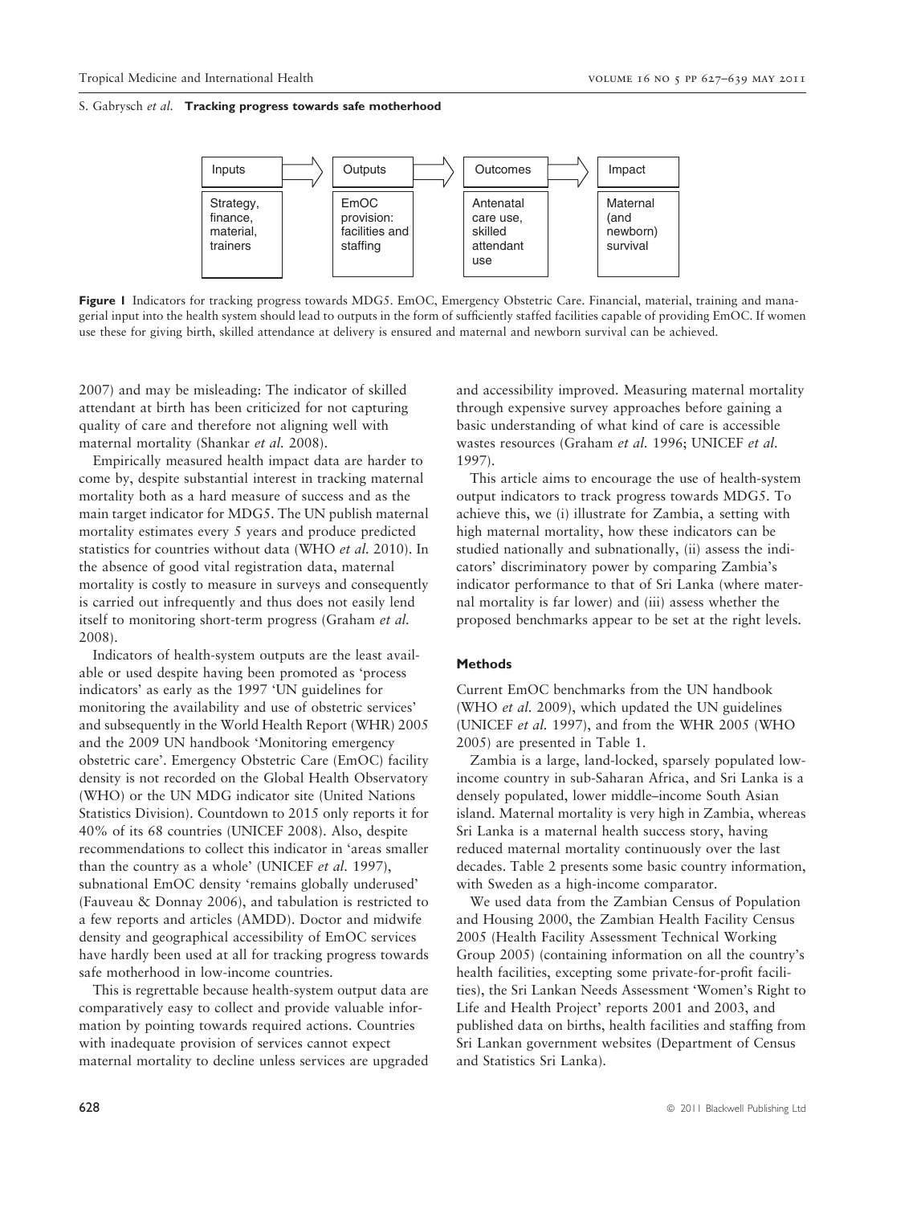| Inputs | → | Outputs | → | Outcomes | → | Impact |
|---|---|---|---|---|---|---|
| Strategy, finance, material, trainers | | EmOC provision: facilities and staffing | | Antenatal care use, skilled attendant use | | Maternal (and newborn) survival |

**Figure 1** Indicators for tracking progress towards MDG5. EmOC, Emergency Obstetric Care. Financial, material, training and managerial input into the health system should lead to outputs in the form of sufficiently staffed facilities capable of providing EmOC. If women use these for giving birth, skilled attendance at delivery is ensured and maternal and newborn survival can be achieved.

2007) and may be misleading: The indicator of skilled attendant at birth has been criticized for not capturing quality of care and therefore not aligning well with maternal mortality (Shankar *et al.* 2008).

Empirically measured health impact data are harder to come by, despite substantial interest in tracking maternal mortality both as a hard measure of success and as the main target indicator for MDG5. The UN publish maternal mortality estimates every 5 years and produce predicted statistics for countries without data (WHO *et al.* 2010). In the absence of good vital registration data, maternal mortality is costly to measure in surveys and consequently is carried out infrequently and thus does not easily lend itself to monitoring short-term progress (Graham *et al.* 2008).

Indicators of health-system outputs are the least available or used despite having been promoted as 'process indicators' as early as the 1997 'UN guidelines for monitoring the availability and use of obstetric services' and subsequently in the World Health Report (WHR) 2005 and the 2009 UN handbook 'Monitoring emergency obstetric care'. Emergency Obstetric Care (EmOC) facility density is not recorded on the Global Health Observatory (WHO) or the UN MDG indicator site (United Nations Statistics Division). Countdown to 2015 only reports it for 40% of its 68 countries (UNICEF 2008). Also, despite recommendations to collect this indicator in 'areas smaller than the country as a whole' (UNICEF *et al.* 1997), subnational EmOC density 'remains globally underused' (Fauveau & Donnay 2006), and tabulation is restricted to a few reports and articles (AMDD). Doctor and midwife density and geographical accessibility of EmOC services have hardly been used at all for tracking progress towards safe motherhood in low-income countries.

This is regrettable because health-system output data are comparatively easy to collect and provide valuable information by pointing towards required actions. Countries with inadequate provision of services cannot expect maternal mortality to decline unless services are upgraded and accessibility improved. Measuring maternal mortality through expensive survey approaches before gaining a basic understanding of what kind of care is accessible wastes resources (Graham *et al.* 1996; UNICEF *et al.* 1997).

This article aims to encourage the use of health-system output indicators to track progress towards MDG5. To achieve this, we (i) illustrate for Zambia, a setting with high maternal mortality, how these indicators can be studied nationally and subnationally, (ii) assess the indicators' discriminatory power by comparing Zambia's indicator performance to that of Sri Lanka (where maternal mortality is far lower) and (iii) assess whether the proposed benchmarks appear to be set at the right levels.

## Methods

Current EmOC benchmarks from the UN handbook (WHO *et al.* 2009), which updated the UN guidelines (UNICEF *et al.* 1997), and from the WHR 2005 (WHO 2005) are presented in Table 1.

Zambia is a large, land-locked, sparsely populated low-income country in sub-Saharan Africa, and Sri Lanka is a densely populated, lower middle–income South Asian island. Maternal mortality is very high in Zambia, whereas Sri Lanka is a maternal health success story, having reduced maternal mortality continuously over the last decades. Table 2 presents some basic country information, with Sweden as a high-income comparator.

We used data from the Zambian Census of Population and Housing 2000, the Zambian Health Facility Census 2005 (Health Facility Assessment Technical Working Group 2005) (containing information on all the country's health facilities, excepting some private-for-profit facilities), the Sri Lankan Needs Assessment 'Women's Right to Life and Health Project' reports 2001 and 2003, and published data on births, health facilities and staffing from Sri Lankan government websites (Department of Census and Statistics Sri Lanka).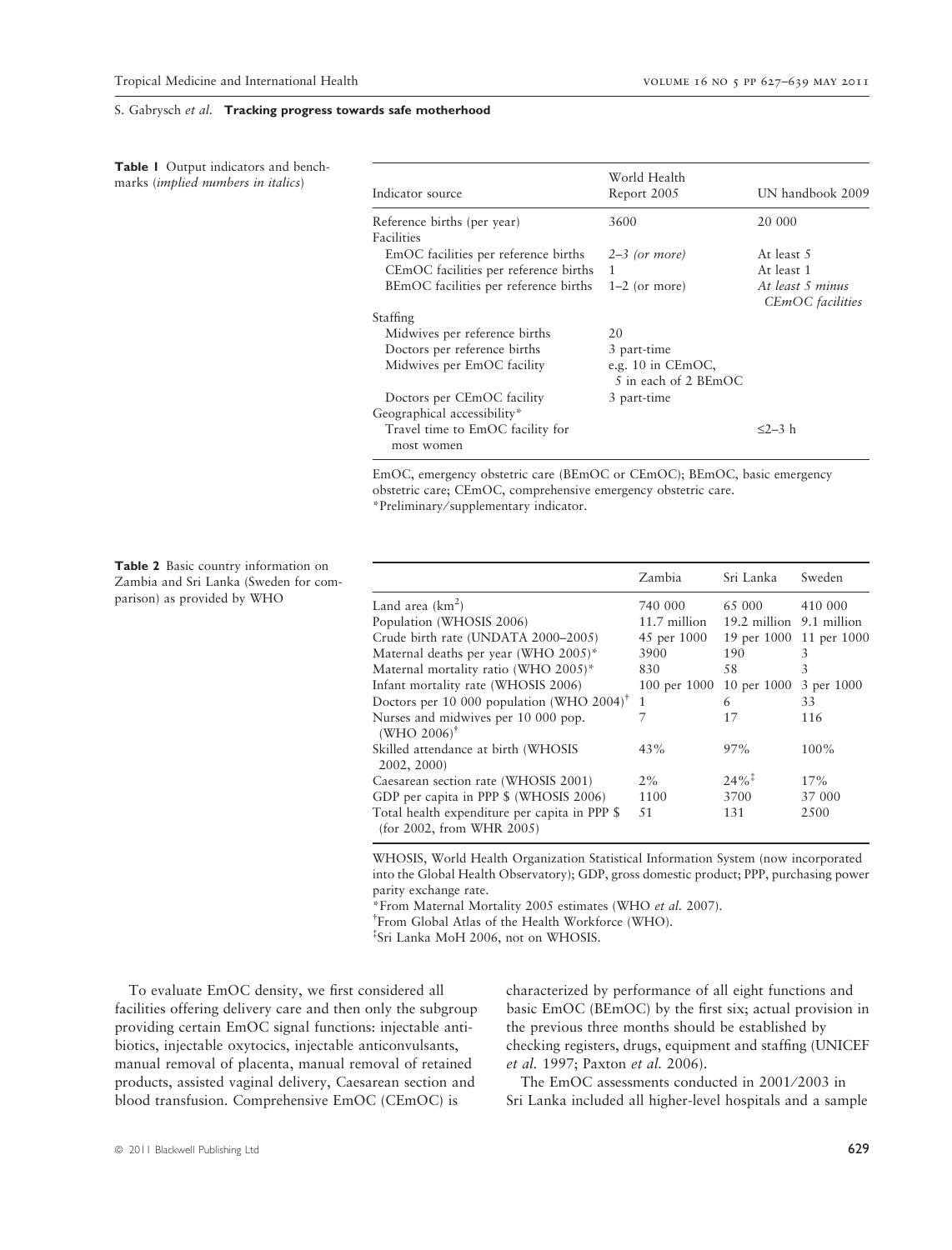**Table 1** Output indicators and benchmarks (*implied numbers in italics*)

| Indicator source | World Health Report 2005 | UN handbook 2009 |
|---|---|---|
| Reference births (per year) | 3600 | 20 000 |
| Facilities | | |
| EmOC facilities per reference births | *2–3 (or more)* | At least 5 |
| CEmOC facilities per reference births | 1 | At least 1 |
| BEmOC facilities per reference births | 1–2 (or more) | *At least 5 minus CEmOC facilities* |
| Staffing | | |
| Midwives per reference births | 20 | |
| Doctors per reference births | 3 part-time | |
| Midwives per EmOC facility | e.g. 10 in CEmOC, *5 in each of 2 BEmOC* | |
| Doctors per CEmOC facility | 3 part-time | |
| Geographical accessibility* | | |
| Travel time to EmOC facility for most women | | ≤2–3 h |

EmOC, emergency obstetric care (BEmOC or CEmOC); BEmOC, basic emergency obstetric care; CEmOC, comprehensive emergency obstetric care.
*Preliminary/supplementary indicator.

**Table 2** Basic country information on Zambia and Sri Lanka (Sweden for comparison) as provided by WHO

| | Zambia | Sri Lanka | Sweden |
|---|---|---|---|
| Land area (km$^2$) | 740 000 | 65 000 | 410 000 |
| Population (WHOSIS 2006) | 11.7 million | 19.2 million | 9.1 million |
| Crude birth rate (UNDATA 2000–2005) | 45 per 1000 | 19 per 1000 | 11 per 1000 |
| Maternal deaths per year (WHO 2005)* | 3900 | 190 | 3 |
| Maternal mortality ratio (WHO 2005)* | 830 | 58 | 3 |
| Infant mortality rate (WHOSIS 2006) | 100 per 1000 | 10 per 1000 | 3 per 1000 |
| Doctors per 10 000 population (WHO 2004)[†] | 1 | 6 | 33 |
| Nurses and midwives per 10 000 pop. (WHO 2006)[†] | 7 | 17 | 116 |
| Skilled attendance at birth (WHOSIS 2002, 2000) | 43% | 97% | 100% |
| Caesarean section rate (WHOSIS 2001) | 2% | 24%[‡] | 17% |
| GDP per capita in PPP $ (WHOSIS 2006) | 1100 | 3700 | 37 000 |
| Total health expenditure per capita in PPP $ (for 2002, from WHR 2005) | 51 | 131 | 2500 |

WHOSIS, World Health Organization Statistical Information System (now incorporated into the Global Health Observatory); GDP, gross domestic product; PPP, purchasing power parity exchange rate.
*From Maternal Mortality 2005 estimates (WHO *et al.* 2007).
[†]From Global Atlas of the Health Workforce (WHO).
[‡]Sri Lanka MoH 2006, not on WHOSIS.

To evaluate EmOC density, we first considered all facilities offering delivery care and then only the subgroup providing certain EmOC signal functions: injectable antibiotics, injectable oxytocics, injectable anticonvulsants, manual removal of placenta, manual removal of retained products, assisted vaginal delivery, Caesarean section and blood transfusion. Comprehensive EmOC (CEmOC) is characterized by performance of all eight functions and basic EmOC (BEmOC) by the first six; actual provision in the previous three months should be established by checking registers, drugs, equipment and staffing (UNICEF *et al.* 1997; Paxton *et al.* 2006).

The EmOC assessments conducted in 2001/2003 in Sri Lanka included all higher-level hospitals and a sample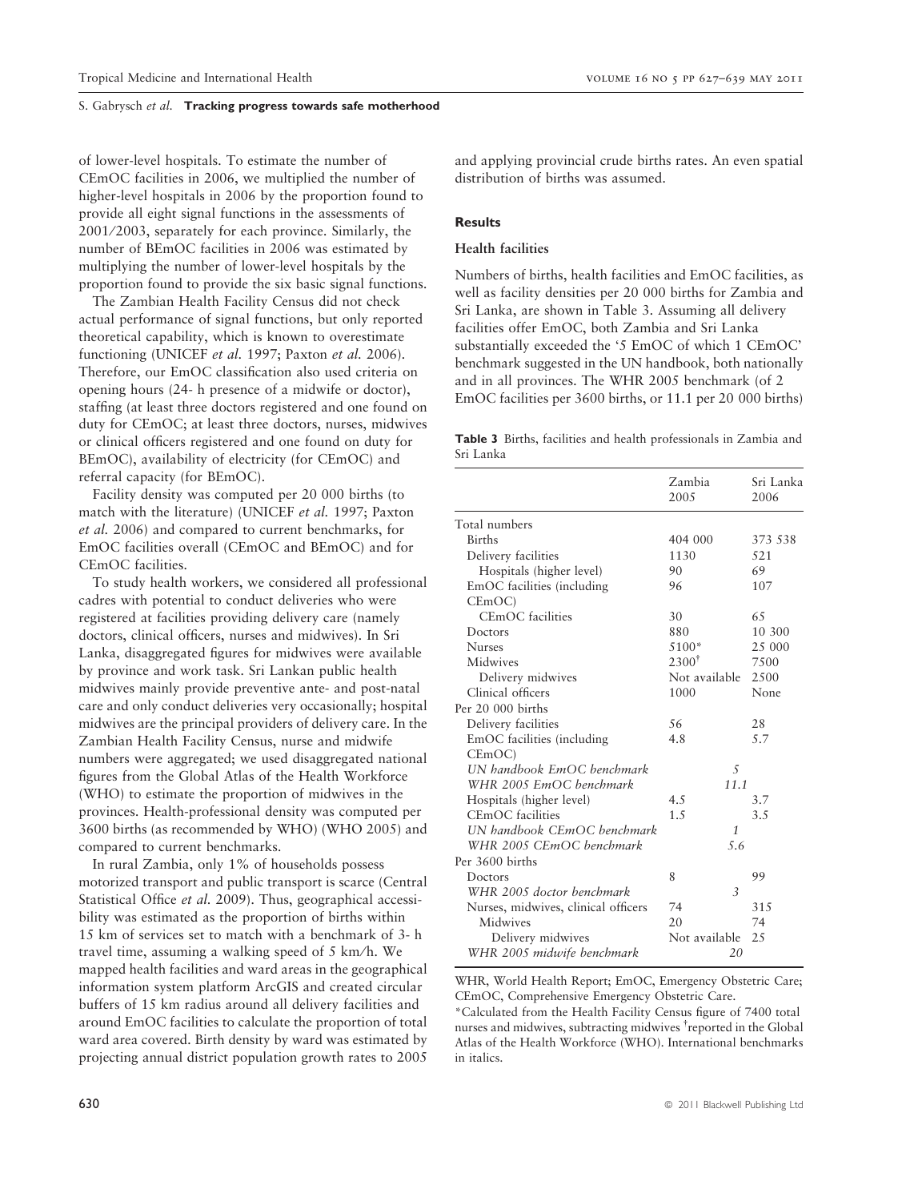of lower-level hospitals. To estimate the number of CEmOC facilities in 2006, we multiplied the number of higher-level hospitals in 2006 by the proportion found to provide all eight signal functions in the assessments of 2001/2003, separately for each province. Similarly, the number of BEmOC facilities in 2006 was estimated by multiplying the number of lower-level hospitals by the proportion found to provide the six basic signal functions.

The Zambian Health Facility Census did not check actual performance of signal functions, but only reported theoretical capability, which is known to overestimate functioning (UNICEF *et al.* 1997; Paxton *et al.* 2006). Therefore, our EmOC classification also used criteria on opening hours (24- h presence of a midwife or doctor), staffing (at least three doctors registered and one found on duty for CEmOC; at least three doctors, nurses, midwives or clinical officers registered and one found on duty for BEmOC), availability of electricity (for CEmOC) and referral capacity (for BEmOC).

Facility density was computed per 20 000 births (to match with the literature) (UNICEF *et al.* 1997; Paxton *et al.* 2006) and compared to current benchmarks, for EmOC facilities overall (CEmOC and BEmOC) and for CEmOC facilities.

To study health workers, we considered all professional cadres with potential to conduct deliveries who were registered at facilities providing delivery care (namely doctors, clinical officers, nurses and midwives). In Sri Lanka, disaggregated figures for midwives were available by province and work task. Sri Lankan public health midwives mainly provide preventive ante- and post-natal care and only conduct deliveries very occasionally; hospital midwives are the principal providers of delivery care. In the Zambian Health Facility Census, nurse and midwife numbers were aggregated; we used disaggregated national figures from the Global Atlas of the Health Workforce (WHO) to estimate the proportion of midwives in the provinces. Health-professional density was computed per 3600 births (as recommended by WHO) (WHO 2005) and compared to current benchmarks.

In rural Zambia, only 1% of households possess motorized transport and public transport is scarce (Central Statistical Office *et al.* 2009). Thus, geographical accessibility was estimated as the proportion of births within 15 km of services set to match with a benchmark of 3- h travel time, assuming a walking speed of 5 km/h. We mapped health facilities and ward areas in the geographical information system platform ArcGIS and created circular buffers of 15 km radius around all delivery facilities and around EmOC facilities to calculate the proportion of total ward area covered. Birth density by ward was estimated by projecting annual district population growth rates to 2005 and applying provincial crude births rates. An even spatial distribution of births was assumed.

## Results

### Health facilities

Numbers of births, health facilities and EmOC facilities, as well as facility densities per 20 000 births for Zambia and Sri Lanka, are shown in Table 3. Assuming all delivery facilities offer EmOC, both Zambia and Sri Lanka substantially exceeded the '5 EmOC of which 1 CEmOC' benchmark suggested in the UN handbook, both nationally and in all provinces. The WHR 2005 benchmark (of 2 EmOC facilities per 3600 births, or 11.1 per 20 000 births)

**Table 3** Births, facilities and health professionals in Zambia and Sri Lanka

| | Zambia 2005 | Sri Lanka 2006 |
|---|---|---|
| Total numbers | | |
| Births | 404 000 | 373 538 |
| Delivery facilities | 1130 | 521 |
| Hospitals (higher level) | 90 | 69 |
| EmOC facilities (including CEmOC) | 96 | 107 |
| CEmOC facilities | 30 | 65 |
| Doctors | 880 | 10 300 |
| Nurses | 5100* | 25 000 |
| Midwives | 2300[†] | 7500 |
| Delivery midwives | Not available | 2500 |
| Clinical officers | 1000 | None |
| Per 20 000 births | | |
| Delivery facilities | 56 | 28 |
| EmOC facilities (including CEmOC) | 4.8 | 5.7 |
| *UN handbook EmOC benchmark* | *5* | |
| *WHR 2005 EmOC benchmark* | *11.1* | |
| Hospitals (higher level) | 4.5 | 3.7 |
| CEmOC facilities | 1.5 | 3.5 |
| *UN handbook CEmOC benchmark* | *1* | |
| *WHR 2005 CEmOC benchmark* | *5.6* | |
| Per 3600 births | | |
| Doctors | 8 | 99 |
| *WHR 2005 doctor benchmark* | *3* | |
| Nurses, midwives, clinical officers | 74 | 315 |
| Midwives | 20 | 74 |
| Delivery midwives | Not available | 25 |
| *WHR 2005 midwife benchmark* | *20* | |

WHR, World Health Report; EmOC, Emergency Obstetric Care; CEmOC, Comprehensive Emergency Obstetric Care.
*Calculated from the Health Facility Census figure of 7400 total nurses and midwives, subtracting midwives [†]reported in the Global Atlas of the Health Workforce (WHO). International benchmarks in italics.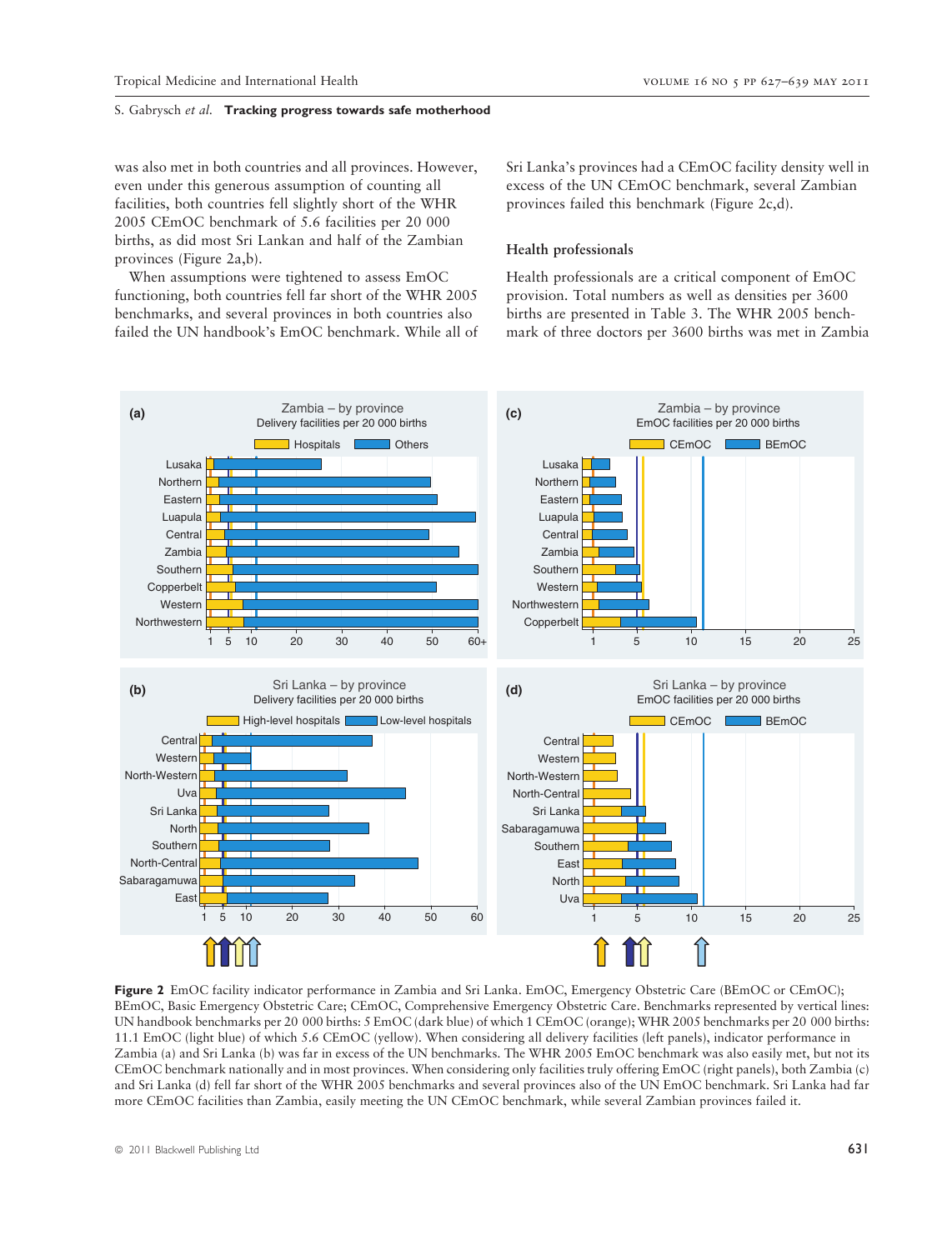was also met in both countries and all provinces. However, even under this generous assumption of counting all facilities, both countries fell slightly short of the WHR 2005 CEmOC benchmark of 5.6 facilities per 20 000 births, as did most Sri Lankan and half of the Zambian provinces (Figure 2a,b).

When assumptions were tightened to assess EmOC functioning, both countries fell far short of the WHR 2005 benchmarks, and several provinces in both countries also failed the UN handbook's EmOC benchmark. While all of Sri Lanka's provinces had a CEmOC facility density well in excess of the UN CEmOC benchmark, several Zambian provinces failed this benchmark (Figure 2c,d).

### Health professionals

Health professionals are a critical component of EmOC provision. Total numbers as well as densities per 3600 births are presented in Table 3. The WHR 2005 benchmark of three doctors per 3600 births was met in Zambia

**Figure 2** EmOC facility indicator performance in Zambia and Sri Lanka. EmOC, Emergency Obstetric Care (BEmOC or CEmOC); BEmOC, Basic Emergency Obstetric Care; CEmOC, Comprehensive Emergency Obstetric Care. Benchmarks represented by vertical lines: UN handbook benchmarks per 20 000 births: 5 EmOC (dark blue) of which 1 CEmOC (orange); WHR 2005 benchmarks per 20 000 births: 11.1 EmOC (light blue) of which 5.6 CEmOC (yellow). When considering all delivery facilities (left panels), indicator performance in Zambia (a) and Sri Lanka (b) was far in excess of the UN benchmarks. The WHR 2005 EmOC benchmark was also easily met, but not its CEmOC benchmark nationally and in most provinces. When considering only facilities truly offering EmOC (right panels), both Zambia (c) and Sri Lanka (d) fell far short of the WHR 2005 benchmarks and several provinces also of the UN EmOC benchmark. Sri Lanka had far more CEmOC facilities than Zambia, easily meeting the UN CEmOC benchmark, while several Zambian provinces failed it.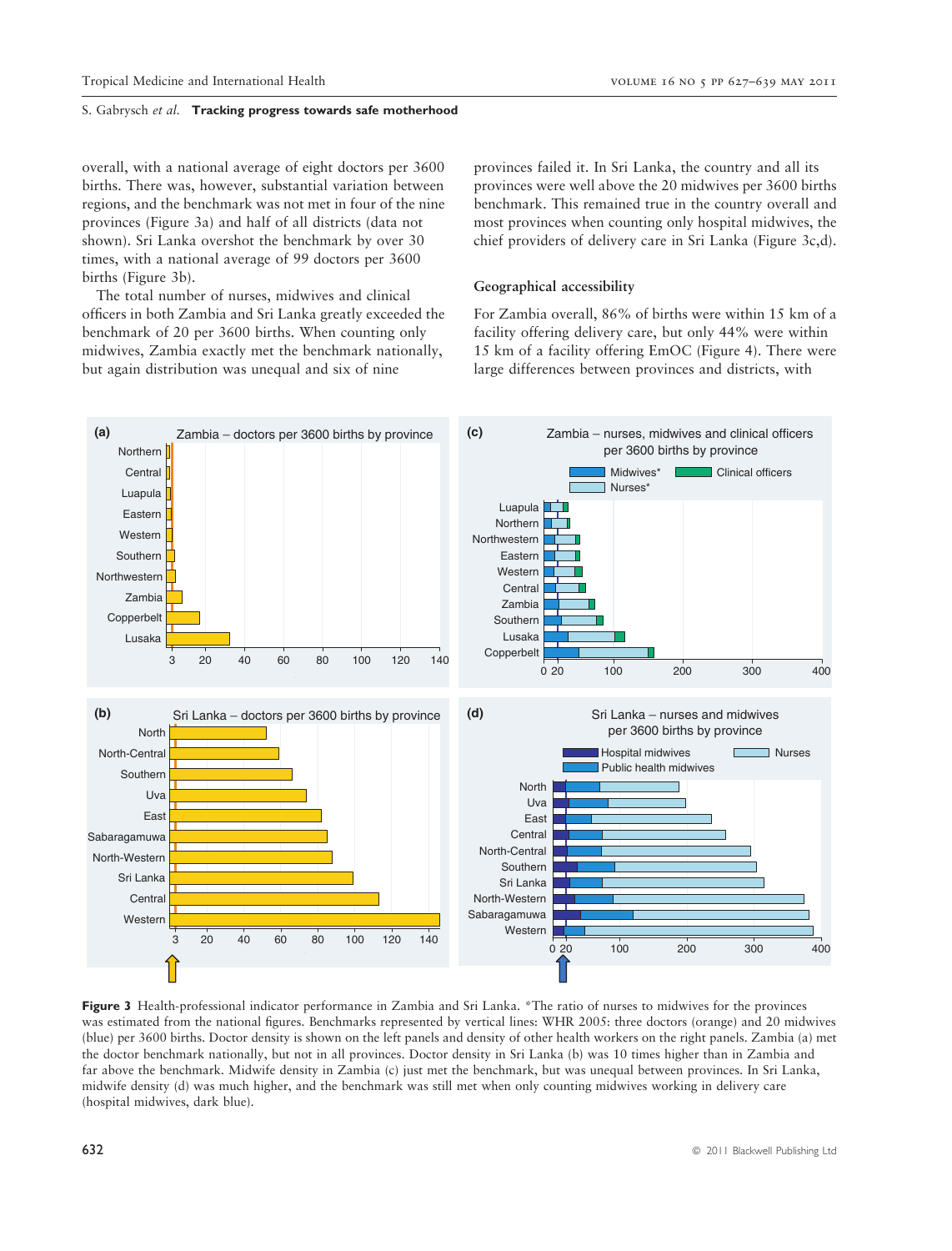overall, with a national average of eight doctors per 3600 births. There was, however, substantial variation between regions, and the benchmark was not met in four of the nine provinces (Figure 3a) and half of all districts (data not shown). Sri Lanka overshot the benchmark by over 30 times, with a national average of 99 doctors per 3600 births (Figure 3b).

The total number of nurses, midwives and clinical officers in both Zambia and Sri Lanka greatly exceeded the benchmark of 20 per 3600 births. When counting only midwives, Zambia exactly met the benchmark nationally, but again distribution was unequal and six of nine provinces failed it. In Sri Lanka, the country and all its provinces were well above the 20 midwives per 3600 births benchmark. This remained true in the country overall and most provinces when counting only hospital midwives, the chief providers of delivery care in Sri Lanka (Figure 3c,d).

### Geographical accessibility

For Zambia overall, 86% of births were within 15 km of a facility offering delivery care, but only 44% were within 15 km of a facility offering EmOC (Figure 4). There were large differences between provinces and districts, with

**Figure 3** Health-professional indicator performance in Zambia and Sri Lanka. *The ratio of nurses to midwives for the provinces was estimated from the national figures. Benchmarks represented by vertical lines: WHR 2005: three doctors (orange) and 20 midwives (blue) per 3600 births. Doctor density is shown on the left panels and density of other health workers on the right panels. Zambia (a) met the doctor benchmark nationally, but not in all provinces. Doctor density in Sri Lanka (b) was 10 times higher than in Zambia and far above the benchmark. Midwife density in Zambia (c) just met the benchmark, but was unequal between provinces. In Sri Lanka, midwife density (d) was much higher, and the benchmark was still met when only counting midwives working in delivery care (hospital midwives, dark blue).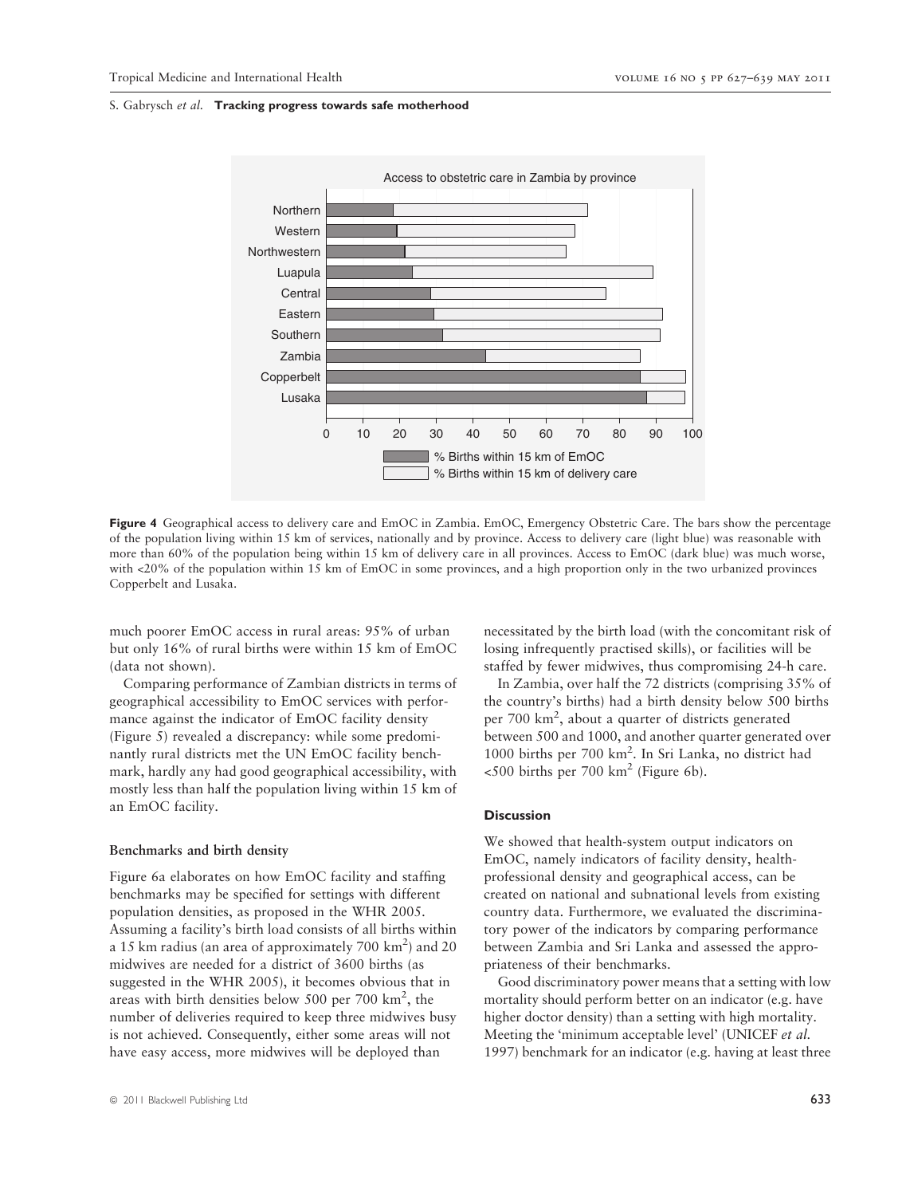Figure 4 Geographical access to delivery care and EmOC in Zambia. EmOC, Emergency Obstetric Care. The bars show the percentage of the population living within 15 km of services, nationally and by province. Access to delivery care (light blue) was reasonable with more than 60% of the population being within 15 km of delivery care in all provinces. Access to EmOC (dark blue) was much worse, with <20% of the population within 15 km of EmOC in some provinces, and a high proportion only in the two urbanized provinces Copperbelt and Lusaka.

much poorer EmOC access in rural areas: 95% of urban but only 16% of rural births were within 15 km of EmOC (data not shown).

Comparing performance of Zambian districts in terms of geographical accessibility to EmOC services with performance against the indicator of EmOC facility density (Figure 5) revealed a discrepancy: while some predominantly rural districts met the UN EmOC facility benchmark, hardly any had good geographical accessibility, with mostly less than half the population living within 15 km of an EmOC facility.

### Benchmarks and birth density

Figure 6a elaborates on how EmOC facility and staffing benchmarks may be specified for settings with different population densities, as proposed in the WHR 2005. Assuming a facility's birth load consists of all births within a 15 km radius (an area of approximately 700 km$^2$) and 20 midwives are needed for a district of 3600 births (as suggested in the WHR 2005), it becomes obvious that in areas with birth densities below 500 per 700 km$^2$, the number of deliveries required to keep three midwives busy is not achieved. Consequently, either some areas will not have easy access, more midwives will be deployed than necessitated by the birth load (with the concomitant risk of losing infrequently practised skills), or facilities will be staffed by fewer midwives, thus compromising 24-h care.

In Zambia, over half the 72 districts (comprising 35% of the country's births) had a birth density below 500 births per 700 km$^2$, about a quarter of districts generated between 500 and 1000, and another quarter generated over 1000 births per 700 km$^2$. In Sri Lanka, no district had <500 births per 700 km$^2$ (Figure 6b).

## Discussion

We showed that health-system output indicators on EmOC, namely indicators of facility density, health-professional density and geographical access, can be created on national and subnational levels from existing country data. Furthermore, we evaluated the discriminatory power of the indicators by comparing performance between Zambia and Sri Lanka and assessed the appropriateness of their benchmarks.

Good discriminatory power means that a setting with low mortality should perform better on an indicator (e.g. have higher doctor density) than a setting with high mortality. Meeting the 'minimum acceptable level' (UNICEF *et al.* 1997) benchmark for an indicator (e.g. having at least three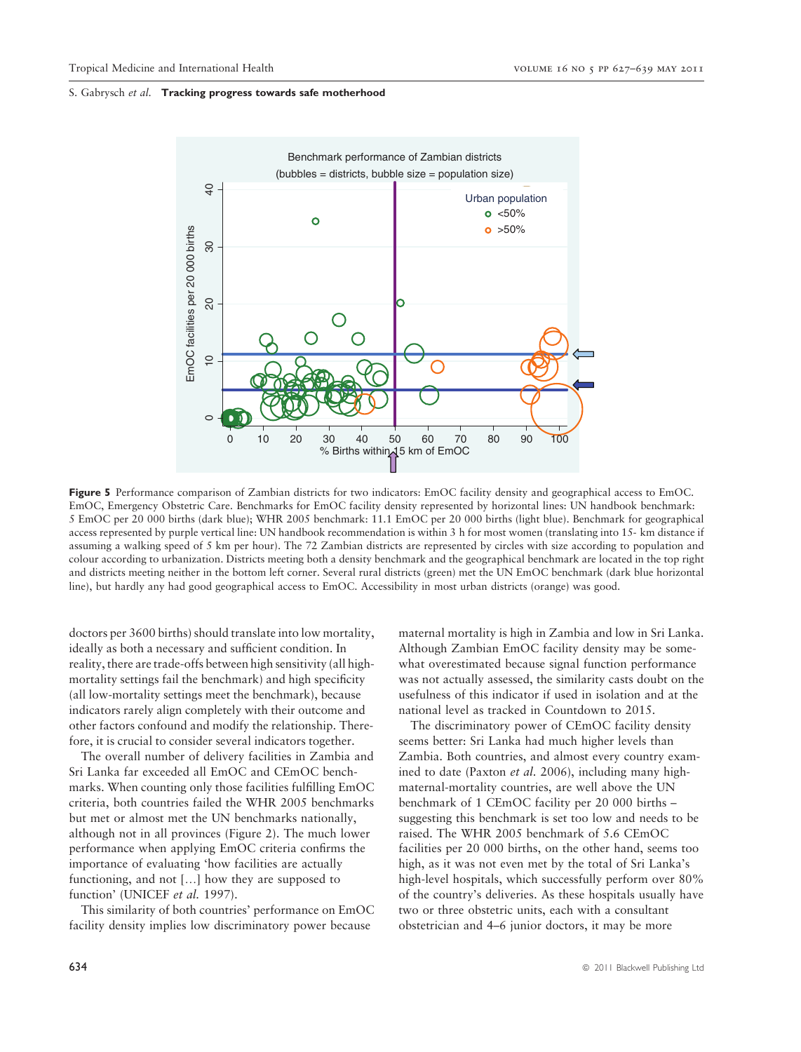**Figure 5** Performance comparison of Zambian districts for two indicators: EmOC facility density and geographical access to EmOC. EmOC, Emergency Obstetric Care. Benchmarks for EmOC facility density represented by horizontal lines: UN handbook benchmark: 5 EmOC per 20 000 births (dark blue); WHR 2005 benchmark: 11.1 EmOC per 20 000 births (light blue). Benchmark for geographical access represented by purple vertical line: UN handbook recommendation is within 3 h for most women (translating into 15- km distance if assuming a walking speed of 5 km per hour). The 72 Zambian districts are represented by circles with size according to population and colour according to urbanization. Districts meeting both a density benchmark and the geographical benchmark are located in the top right and districts meeting neither in the bottom left corner. Several rural districts (green) met the UN EmOC benchmark (dark blue horizontal line), but hardly any had good geographical access to EmOC. Accessibility in most urban districts (orange) was good.

doctors per 3600 births) should translate into low mortality, ideally as both a necessary and sufficient condition. In reality, there are trade-offs between high sensitivity (all high-mortality settings fail the benchmark) and high specificity (all low-mortality settings meet the benchmark), because indicators rarely align completely with their outcome and other factors confound and modify the relationship. Therefore, it is crucial to consider several indicators together.

The overall number of delivery facilities in Zambia and Sri Lanka far exceeded all EmOC and CEmOC benchmarks. When counting only those facilities fulfilling EmOC criteria, both countries failed the WHR 2005 benchmarks but met or almost met the UN benchmarks nationally, although not in all provinces (Figure 2). The much lower performance when applying EmOC criteria confirms the importance of evaluating 'how facilities are actually functioning, and not [...] how they are supposed to function' (UNICEF *et al.* 1997).

This similarity of both countries' performance on EmOC facility density implies low discriminatory power because maternal mortality is high in Zambia and low in Sri Lanka. Although Zambian EmOC facility density may be somewhat overestimated because signal function performance was not actually assessed, the similarity casts doubt on the usefulness of this indicator if used in isolation and at the national level as tracked in Countdown to 2015.

The discriminatory power of CEmOC facility density seems better: Sri Lanka had much higher levels than Zambia. Both countries, and almost every country examined to date (Paxton *et al.* 2006), including many high-maternal-mortality countries, are well above the UN benchmark of 1 CEmOC facility per 20 000 births – suggesting this benchmark is set too low and needs to be raised. The WHR 2005 benchmark of 5.6 CEmOC facilities per 20 000 births, on the other hand, seems too high, as it was not even met by the total of Sri Lanka's high-level hospitals, which successfully perform over 80% of the country's deliveries. As these hospitals usually have two or three obstetric units, each with a consultant obstetrician and 4–6 junior doctors, it may be more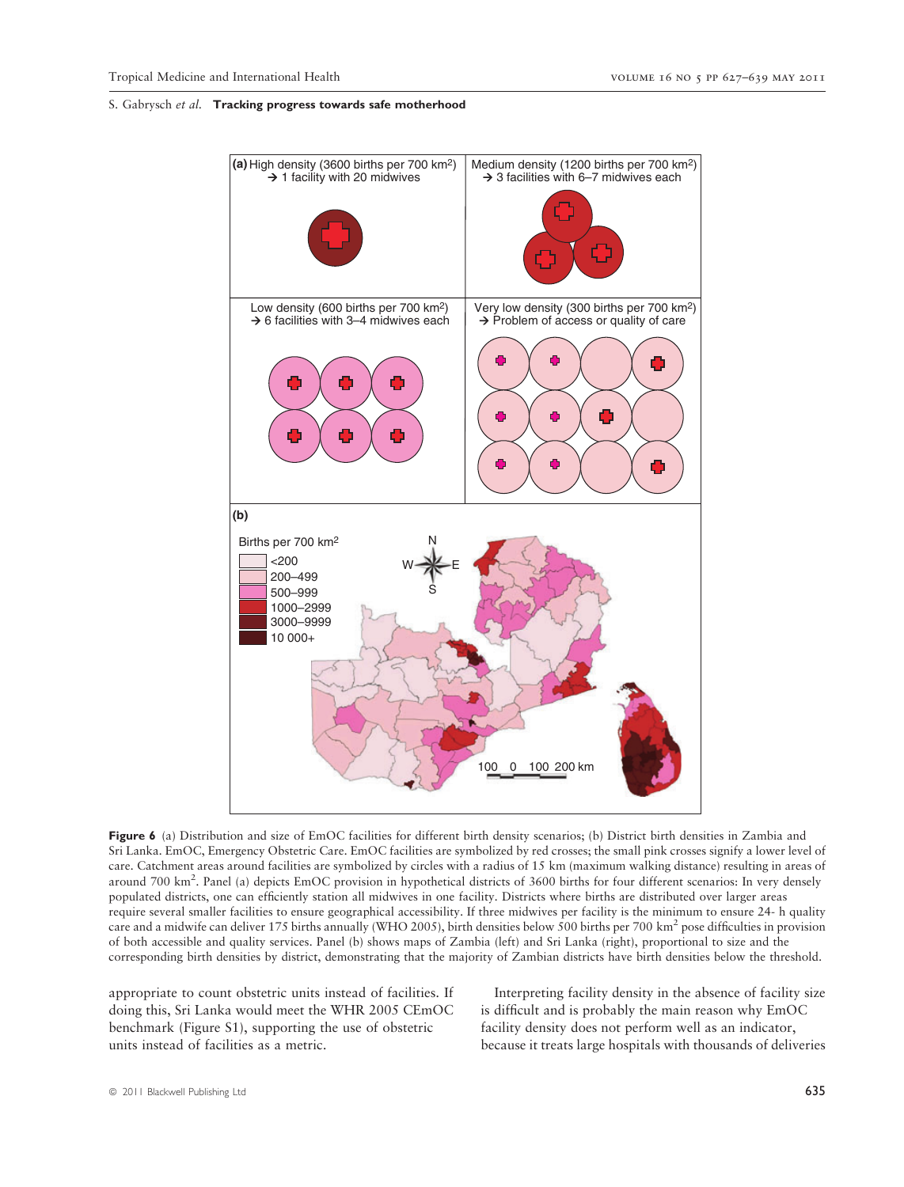**Figure 6** (a) Distribution and size of EmOC facilities for different birth density scenarios; (b) District birth densities in Zambia and Sri Lanka. EmOC, Emergency Obstetric Care. EmOC facilities are symbolized by red crosses; the small pink crosses signify a lower level of care. Catchment areas around facilities are symbolized by circles with a radius of 15 km (maximum walking distance) resulting in areas of around 700 km$^2$. Panel (a) depicts EmOC provision in hypothetical districts of 3600 births for four different scenarios: In very densely populated districts, one can efficiently station all midwives in one facility. Districts where births are distributed over larger areas require several smaller facilities to ensure geographical accessibility. If three midwives per facility is the minimum to ensure 24- h quality care and a midwife can deliver 175 births annually (WHO 2005), birth densities below 500 births per 700 km$^2$ pose difficulties in provision of both accessible and quality services. Panel (b) shows maps of Zambia (left) and Sri Lanka (right), proportional to size and the corresponding birth densities by district, demonstrating that the majority of Zambian districts have birth densities below the threshold.

appropriate to count obstetric units instead of facilities. If doing this, Sri Lanka would meet the WHR 2005 CEmOC benchmark (Figure S1), supporting the use of obstetric units instead of facilities as a metric.

Interpreting facility density in the absence of facility size is difficult and is probably the main reason why EmOC facility density does not perform well as an indicator, because it treats large hospitals with thousands of deliveries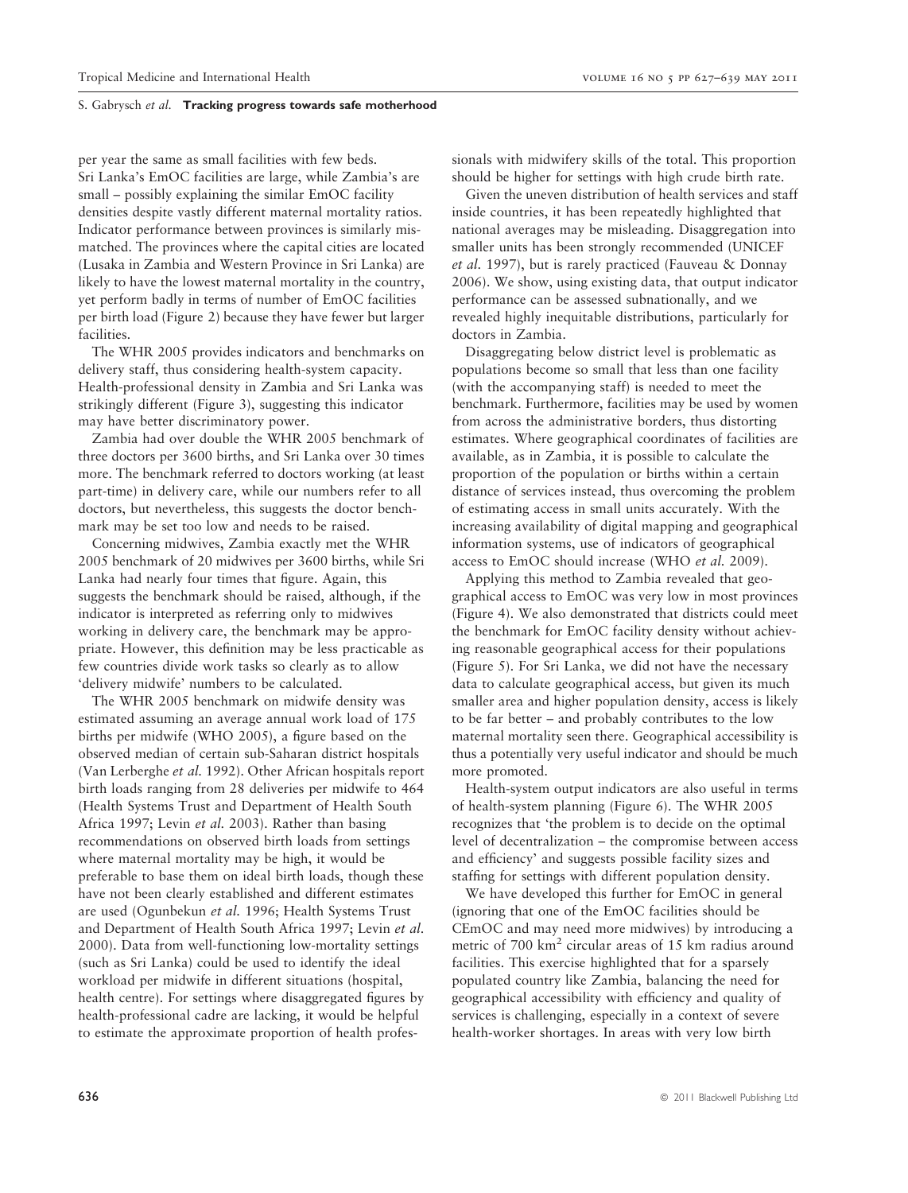per year the same as small facilities with few beds. Sri Lanka's EmOC facilities are large, while Zambia's are small – possibly explaining the similar EmOC facility densities despite vastly different maternal mortality ratios. Indicator performance between provinces is similarly mismatched. The provinces where the capital cities are located (Lusaka in Zambia and Western Province in Sri Lanka) are likely to have the lowest maternal mortality in the country, yet perform badly in terms of number of EmOC facilities per birth load (Figure 2) because they have fewer but larger facilities.

The WHR 2005 provides indicators and benchmarks on delivery staff, thus considering health-system capacity. Health-professional density in Zambia and Sri Lanka was strikingly different (Figure 3), suggesting this indicator may have better discriminatory power.

Zambia had over double the WHR 2005 benchmark of three doctors per 3600 births, and Sri Lanka over 30 times more. The benchmark referred to doctors working (at least part-time) in delivery care, while our numbers refer to all doctors, but nevertheless, this suggests the doctor benchmark may be set too low and needs to be raised.

Concerning midwives, Zambia exactly met the WHR 2005 benchmark of 20 midwives per 3600 births, while Sri Lanka had nearly four times that figure. Again, this suggests the benchmark should be raised, although, if the indicator is interpreted as referring only to midwives working in delivery care, the benchmark may be appropriate. However, this definition may be less practicable as few countries divide work tasks so clearly as to allow 'delivery midwife' numbers to be calculated.

The WHR 2005 benchmark on midwife density was estimated assuming an average annual work load of 175 births per midwife (WHO 2005), a figure based on the observed median of certain sub-Saharan district hospitals (Van Lerberghe *et al.* 1992). Other African hospitals report birth loads ranging from 28 deliveries per midwife to 464 (Health Systems Trust and Department of Health South Africa 1997; Levin *et al.* 2003). Rather than basing recommendations on observed birth loads from settings where maternal mortality may be high, it would be preferable to base them on ideal birth loads, though these have not been clearly established and different estimates are used (Ogunbekun *et al.* 1996; Health Systems Trust and Department of Health South Africa 1997; Levin *et al.* 2000). Data from well-functioning low-mortality settings (such as Sri Lanka) could be used to identify the ideal workload per midwife in different situations (hospital, health centre). For settings where disaggregated figures by health-professional cadre are lacking, it would be helpful to estimate the approximate proportion of health professionals with midwifery skills of the total. This proportion should be higher for settings with high crude birth rate.

Given the uneven distribution of health services and staff inside countries, it has been repeatedly highlighted that national averages may be misleading. Disaggregation into smaller units has been strongly recommended (UNICEF *et al.* 1997), but is rarely practiced (Fauveau & Donnay 2006). We show, using existing data, that output indicator performance can be assessed subnationally, and we revealed highly inequitable distributions, particularly for doctors in Zambia.

Disaggregating below district level is problematic as populations become so small that less than one facility (with the accompanying staff) is needed to meet the benchmark. Furthermore, facilities may be used by women from across the administrative borders, thus distorting estimates. Where geographical coordinates of facilities are available, as in Zambia, it is possible to calculate the proportion of the population or births within a certain distance of services instead, thus overcoming the problem of estimating access in small units accurately. With the increasing availability of digital mapping and geographical information systems, use of indicators of geographical access to EmOC should increase (WHO *et al.* 2009).

Applying this method to Zambia revealed that geographical access to EmOC was very low in most provinces (Figure 4). We also demonstrated that districts could meet the benchmark for EmOC facility density without achieving reasonable geographical access for their populations (Figure 5). For Sri Lanka, we did not have the necessary data to calculate geographical access, but given its much smaller area and higher population density, access is likely to be far better – and probably contributes to the low maternal mortality seen there. Geographical accessibility is thus a potentially very useful indicator and should be much more promoted.

Health-system output indicators are also useful in terms of health-system planning (Figure 6). The WHR 2005 recognizes that 'the problem is to decide on the optimal level of decentralization – the compromise between access and efficiency' and suggests possible facility sizes and staffing for settings with different population density.

We have developed this further for EmOC in general (ignoring that one of the EmOC facilities should be CEmOC and may need more midwives) by introducing a metric of 700 $km^2$ circular areas of 15 km radius around facilities. This exercise highlighted that for a sparsely populated country like Zambia, balancing the need for geographical accessibility with efficiency and quality of services is challenging, especially in a context of severe health-worker shortages. In areas with very low birth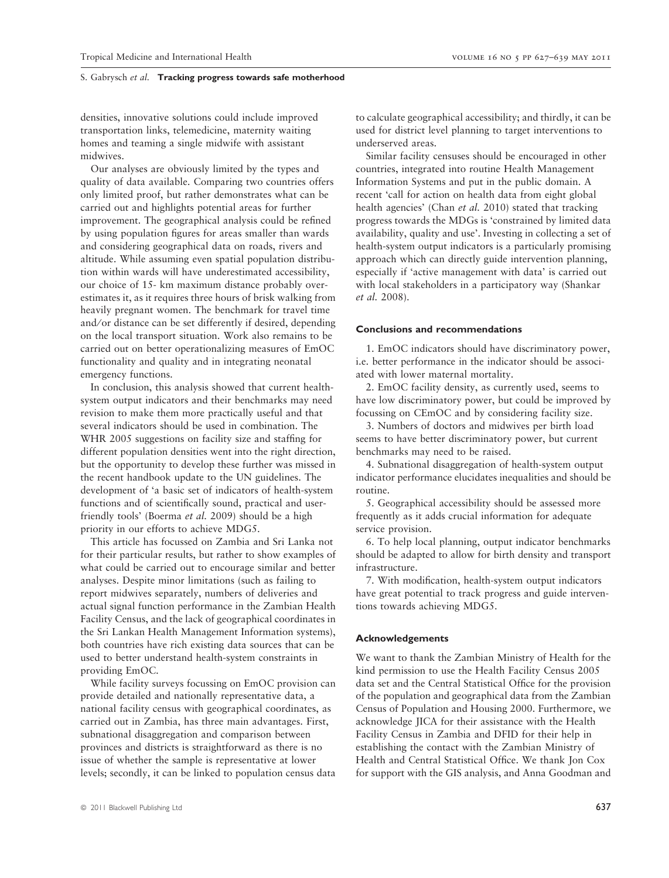densities, innovative solutions could include improved transportation links, telemedicine, maternity waiting homes and teaming a single midwife with assistant midwives.

Our analyses are obviously limited by the types and quality of data available. Comparing two countries offers only limited proof, but rather demonstrates what can be carried out and highlights potential areas for further improvement. The geographical analysis could be refined by using population figures for areas smaller than wards and considering geographical data on roads, rivers and altitude. While assuming even spatial population distribution within wards will have underestimated accessibility, our choice of 15- km maximum distance probably overestimates it, as it requires three hours of brisk walking from heavily pregnant women. The benchmark for travel time and/or distance can be set differently if desired, depending on the local transport situation. Work also remains to be carried out on better operationalizing measures of EmOC functionality and quality and in integrating neonatal emergency functions.

In conclusion, this analysis showed that current health-system output indicators and their benchmarks may need revision to make them more practically useful and that several indicators should be used in combination. The WHR 2005 suggestions on facility size and staffing for different population densities went into the right direction, but the opportunity to develop these further was missed in the recent handbook update to the UN guidelines. The development of 'a basic set of indicators of health-system functions and of scientifically sound, practical and user-friendly tools' (Boerma *et al.* 2009) should be a high priority in our efforts to achieve MDG5.

This article has focussed on Zambia and Sri Lanka not for their particular results, but rather to show examples of what could be carried out to encourage similar and better analyses. Despite minor limitations (such as failing to report midwives separately, numbers of deliveries and actual signal function performance in the Zambian Health Facility Census, and the lack of geographical coordinates in the Sri Lankan Health Management Information systems), both countries have rich existing data sources that can be used to better understand health-system constraints in providing EmOC.

While facility surveys focussing on EmOC provision can provide detailed and nationally representative data, a national facility census with geographical coordinates, as carried out in Zambia, has three main advantages. First, subnational disaggregation and comparison between provinces and districts is straightforward as there is no issue of whether the sample is representative at lower levels; secondly, it can be linked to population census data to calculate geographical accessibility; and thirdly, it can be used for district level planning to target interventions to underserved areas.

Similar facility censuses should be encouraged in other countries, integrated into routine Health Management Information Systems and put in the public domain. A recent 'call for action on health data from eight global health agencies' (Chan *et al.* 2010) stated that tracking progress towards the MDGs is 'constrained by limited data availability, quality and use'. Investing in collecting a set of health-system output indicators is a particularly promising approach which can directly guide intervention planning, especially if 'active management with data' is carried out with local stakeholders in a participatory way (Shankar *et al.* 2008).

## Conclusions and recommendations

1. EmOC indicators should have discriminatory power, i.e. better performance in the indicator should be associated with lower maternal mortality.
2. EmOC facility density, as currently used, seems to have low discriminatory power, but could be improved by focussing on CEmOC and by considering facility size.
3. Numbers of doctors and midwives per birth load seems to have better discriminatory power, but current benchmarks may need to be raised.
4. Subnational disaggregation of health-system output indicator performance elucidates inequalities and should be routine.
5. Geographical accessibility should be assessed more frequently as it adds crucial information for adequate service provision.
6. To help local planning, output indicator benchmarks should be adapted to allow for birth density and transport infrastructure.
7. With modification, health-system output indicators have great potential to track progress and guide interventions towards achieving MDG5.

## Acknowledgements

We want to thank the Zambian Ministry of Health for the kind permission to use the Health Facility Census 2005 data set and the Central Statistical Office for the provision of the population and geographical data from the Zambian Census of Population and Housing 2000. Furthermore, we acknowledge JICA for their assistance with the Health Facility Census in Zambia and DFID for their help in establishing the contact with the Zambian Ministry of Health and Central Statistical Office. We thank Jon Cox for support with the GIS analysis, and Anna Goodman and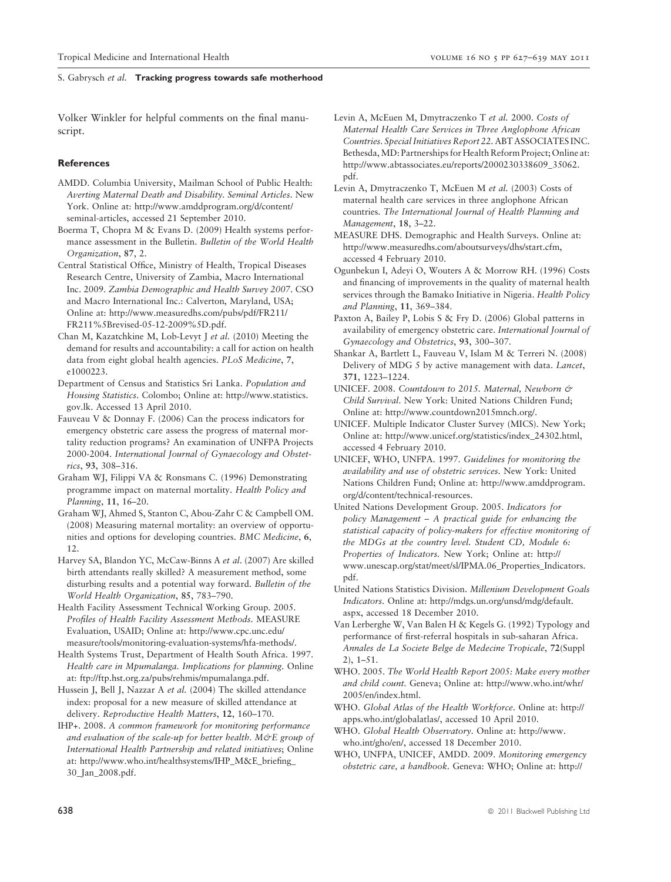Volker Winkler for helpful comments on the final manuscript.

### References

AMDD. Columbia University, Mailman School of Public Health: *Averting Maternal Death and Disability. Seminal Articles*. New York. Online at: http://www.amddprogram.org/d/content/seminal-articles, accessed 21 September 2010.

Boerma T, Chopra M & Evans D. (2009) Health systems performance assessment in the Bulletin. *Bulletin of the World Health Organization*, **87**, 2.

Central Statistical Office, Ministry of Health, Tropical Diseases Research Centre, University of Zambia, Macro International Inc. 2009. *Zambia Demographic and Health Survey 2007*. CSO and Macro International Inc.: Calverton, Maryland, USA; Online at: http://www.measuredhs.com/pubs/pdf/FR211/FR211%5Brevised-05-12-2009%5D.pdf.

Chan M, Kazatchkine M, Lob-Levyt J *et al.* (2010) Meeting the demand for results and accountability: a call for action on health data from eight global health agencies. *PLoS Medicine*, **7**, e1000223.

Department of Census and Statistics Sri Lanka. *Population and Housing Statistics*. Colombo; Online at: http://www.statistics.gov.lk. Accessed 13 April 2010.

Fauveau V & Donnay F. (2006) Can the process indicators for emergency obstetric care assess the progress of maternal mortality reduction programs? An examination of UNFPA Projects 2000-2004. *International Journal of Gynaecology and Obstetrics*, **93**, 308–316.

Graham WJ, Filippi VA & Ronsmans C. (1996) Demonstrating programme impact on maternal mortality. *Health Policy and Planning*, **11**, 16–20.

Graham WJ, Ahmed S, Stanton C, Abou-Zahr C & Campbell OM. (2008) Measuring maternal mortality: an overview of opportunities and options for developing countries. *BMC Medicine*, **6**, 12.

Harvey SA, Blandon YC, McCaw-Binns A *et al.* (2007) Are skilled birth attendants really skilled? A measurement method, some disturbing results and a potential way forward. *Bulletin of the World Health Organization*, **85**, 783–790.

Health Facility Assessment Technical Working Group. 2005. *Profiles of Health Facility Assessment Methods*. MEASURE Evaluation, USAID; Online at: http://www.cpc.unc.edu/measure/tools/monitoring-evaluation-systems/hfa-methods/.

Health Systems Trust, Department of Health South Africa. 1997. *Health care in Mpumalanga. Implications for planning*. Online at: ftp://ftp.hst.org.za/pubs/rehmis/mpumalanga.pdf.

Hussein J, Bell J, Nazzar A *et al.* (2004) The skilled attendance index: proposal for a new measure of skilled attendance at delivery. *Reproductive Health Matters*, **12**, 160–170.

IHP+. 2008. *A common framework for monitoring performance and evaluation of the scale-up for better health. M&E group of International Health Partnership and related initiatives*; Online at: http://www.who.int/healthsystems/IHP_M&E_briefing_30_Jan_2008.pdf.

Levin A, McEuen M, Dmytraczenko T *et al.* 2000. *Costs of Maternal Health Care Services in Three Anglophone African Countries. Special Initiatives Report 22*. ABT ASSOCIATES INC. Bethesda, MD: Partnerships for Health Reform Project; Online at: http://www.abtassociates.eu/reports/2000230338609_35062.pdf.

Levin A, Dmytraczenko T, McEuen M *et al.* (2003) Costs of maternal health care services in three anglophone African countries. *The International Journal of Health Planning and Management*, **18**, 3–22.

MEASURE DHS. Demographic and Health Surveys. Online at: http://www.measuredhs.com/aboutsurveys/dhs/start.cfm, accessed 4 February 2010.

Ogunbekun I, Adeyi O, Wouters A & Morrow RH. (1996) Costs and financing of improvements in the quality of maternal health services through the Bamako Initiative in Nigeria. *Health Policy and Planning*, **11**, 369–384.

Paxton A, Bailey P, Lobis S & Fry D. (2006) Global patterns in availability of emergency obstetric care. *International Journal of Gynaecology and Obstetrics*, **93**, 300–307.

Shankar A, Bartlett L, Fauveau V, Islam M & Terreri N. (2008) Delivery of MDG 5 by active management with data. *Lancet*, **371**, 1223–1224.

UNICEF. 2008. *Countdown to 2015. Maternal, Newborn & Child Survival*. New York: United Nations Children Fund; Online at: http://www.countdown2015mnch.org/.

UNICEF. Multiple Indicator Cluster Survey (MICS). New York; Online at: http://www.unicef.org/statistics/index_24302.html, accessed 4 February 2010.

UNICEF, WHO, UNFPA. 1997. *Guidelines for monitoring the availability and use of obstetric services*. New York: United Nations Children Fund; Online at: http://www.amddprogram.org/d/content/technical-resources.

United Nations Development Group. 2005. *Indicators for policy Management – A practical guide for enhancing the statistical capacity of policy-makers for effective monitoring of the MDGs at the country level. Student CD, Module 6: Properties of Indicators*. New York; Online at: http://www.unescap.org/stat/meet/sl/IPMA.06_Properties_Indicators.pdf.

United Nations Statistics Division. *Millenium Development Goals Indicators*. Online at: http://mdgs.un.org/unsd/mdg/default.aspx, accessed 18 December 2010.

Van Lerberghe W, Van Balen H & Kegels G. (1992) Typology and performance of first-referral hospitals in sub-saharan Africa. *Annales de La Societe Belge de Medecine Tropicale*, **72**(Suppl 2), 1–51.

WHO. 2005. *The World Health Report 2005: Make every mother and child count*. Geneva; Online at: http://www.who.int/whr/2005/en/index.html.

WHO. *Global Atlas of the Health Workforce*. Online at: http://apps.who.int/globalatlas/, accessed 10 April 2010.

WHO. *Global Health Observatory*. Online at: http://www.who.int/gho/en/, accessed 18 December 2010.

WHO, UNFPA, UNICEF, AMDD. 2009. *Monitoring emergency obstetric care, a handbook*. Geneva: WHO; Online at: http://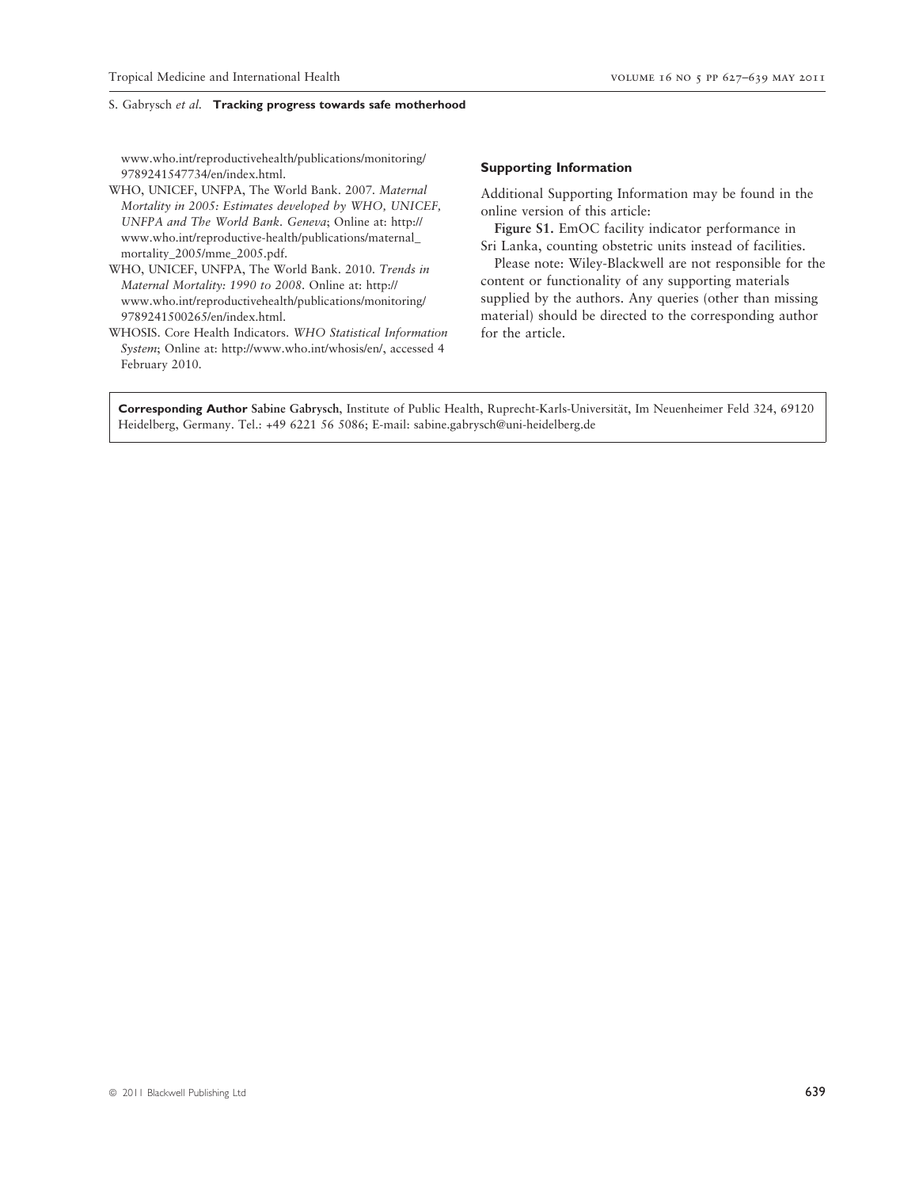www.who.int/reproductivehealth/publications/monitoring/9789241547734/en/index.html.

WHO, UNICEF, UNFPA, The World Bank. 2007. *Maternal Mortality in 2005: Estimates developed by WHO, UNICEF, UNFPA and The World Bank. Geneva*; Online at: http://www.who.int/reproductive-health/publications/maternal_mortality_2005/mme_2005.pdf.

WHO, UNICEF, UNFPA, The World Bank. 2010. *Trends in Maternal Mortality: 1990 to 2008*. Online at: http://www.who.int/reproductivehealth/publications/monitoring/9789241500265/en/index.html.

WHOSIS. Core Health Indicators. *WHO Statistical Information System*; Online at: http://www.who.int/whosis/en/, accessed 4 February 2010.

## Supporting Information

Additional Supporting Information may be found in the online version of this article:

**Figure S1.** EmOC facility indicator performance in Sri Lanka, counting obstetric units instead of facilities.

Please note: Wiley-Blackwell are not responsible for the content or functionality of any supporting materials supplied by the authors. Any queries (other than missing material) should be directed to the corresponding author for the article.

**Corresponding Author** Sabine Gabrysch, Institute of Public Health, Ruprecht-Karls-Universität, Im Neuenheimer Feld 324, 69120 Heidelberg, Germany. Tel.: +49 6221 56 5086; E-mail: sabine.gabrysch@uni-heidelberg.de